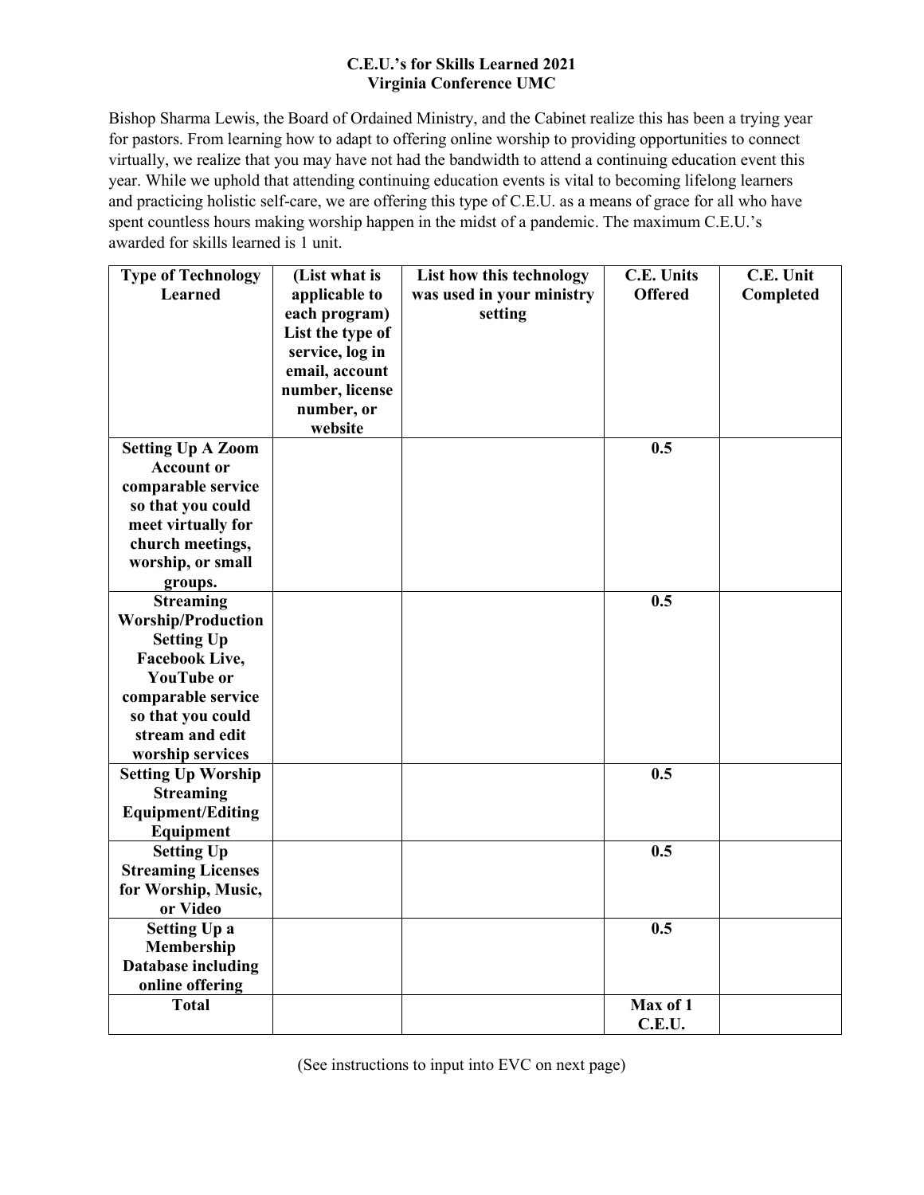**C.E.U.'s for Skills Learned 2021**
**Virginia Conference UMC**

Bishop Sharma Lewis, the Board of Ordained Ministry, and the Cabinet realize this has been a trying year for pastors. From learning how to adapt to offering online worship to providing opportunities to connect virtually, we realize that you may have not had the bandwidth to attend a continuing education event this year. While we uphold that attending continuing education events is vital to becoming lifelong learners and practicing holistic self-care, we are offering this type of C.E.U. as a means of grace for all who have spent countless hours making worship happen in the midst of a pandemic. The maximum C.E.U.'s awarded for skills learned is 1 unit.

| Type of Technology Learned | (List what is applicable to each program) List the type of service, log in email, account number, license number, or website | List how this technology was used in your ministry setting | C.E. Units Offered | C.E. Unit Completed |
|---|---|---|---|---|
| **Setting Up A Zoom Account or comparable service so that you could meet virtually for church meetings, worship, or small groups.** | | | **0.5** | |
| **Streaming Worship/Production Setting Up Facebook Live, YouTube or comparable service so that you could stream and edit worship services** | | | **0.5** | |
| **Setting Up Worship Streaming Equipment/Editing Equipment** | | | **0.5** | |
| **Setting Up Streaming Licenses for Worship, Music, or Video** | | | **0.5** | |
| **Setting Up a Membership Database including online offering** | | | **0.5** | |
| **Total** | | | **Max of 1 C.E.U.** | |

(See instructions to input into EVC on next page)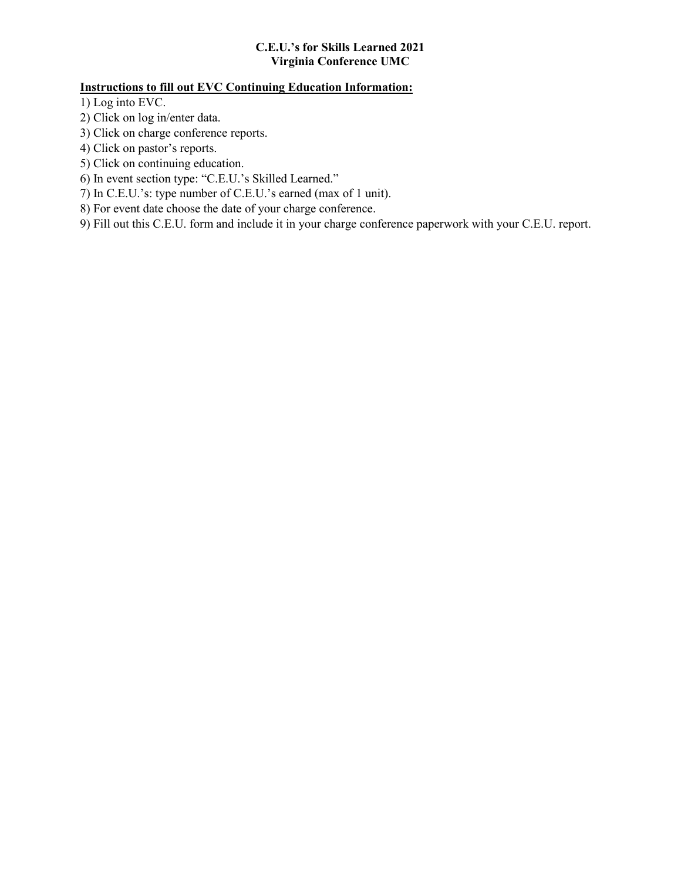**C.E.U.'s for Skills Learned 2021**
**Virginia Conference UMC**

**<u>Instructions to fill out EVC Continuing Education Information:</u>**

1) Log into EVC.
2) Click on log in/enter data.
3) Click on charge conference reports.
4) Click on pastor's reports.
5) Click on continuing education.
6) In event section type: "C.E.U.'s Skilled Learned."
7) In C.E.U.'s: type number of C.E.U.'s earned (max of 1 unit).
8) For event date choose the date of your charge conference.
9) Fill out this C.E.U. form and include it in your charge conference paperwork with your C.E.U. report.